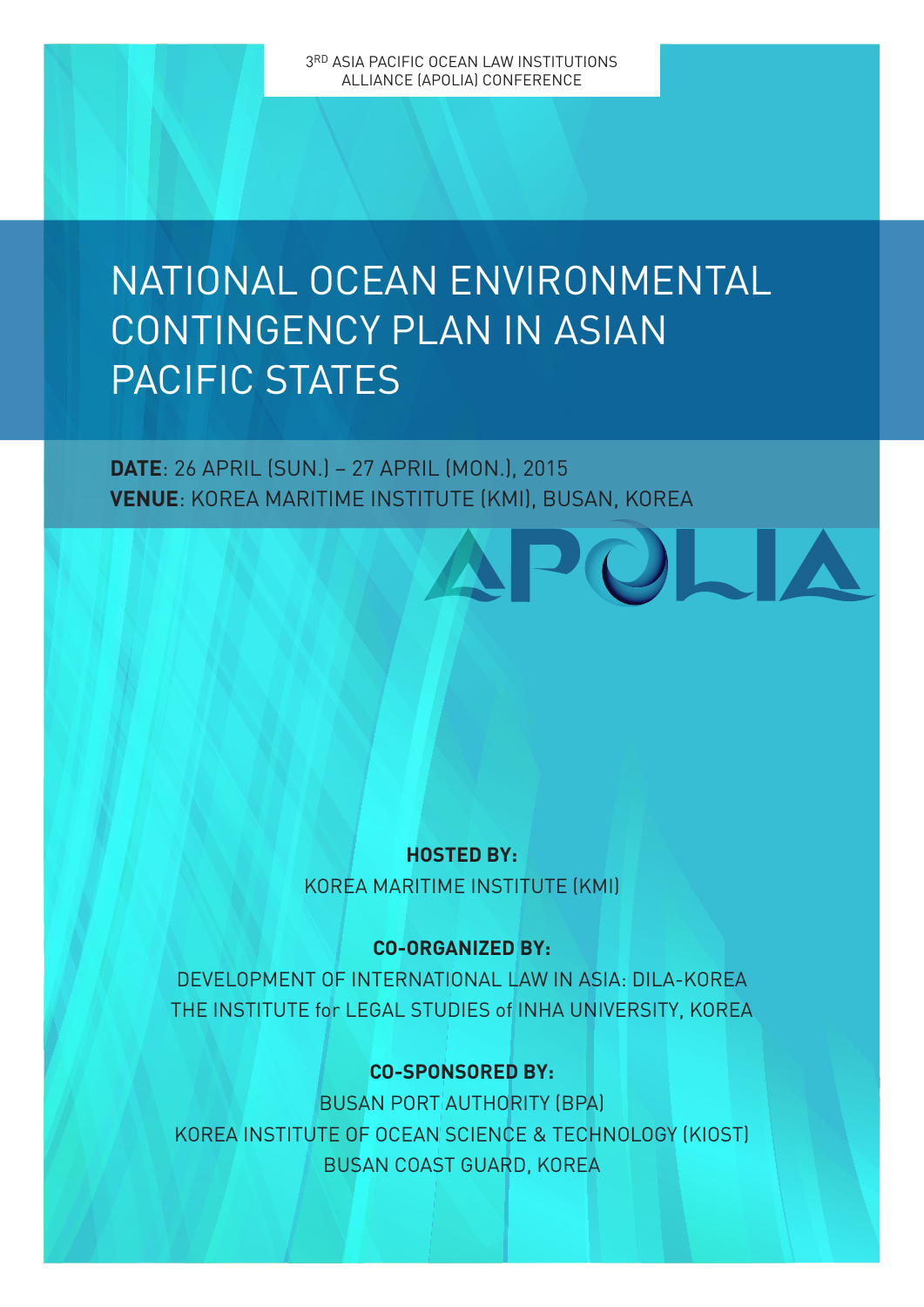3[RD] ASIA PACIFIC OCEAN LAW INSTITUTIONS ALLIANCE (APOLIA) CONFERENCE

# NATIONAL OCEAN ENVIRONMENTAL CONTINGENCY PLAN IN ASIAN PACIFIC STATES

**DATE**: 26 APRIL (SUN.) – 27 APRIL (MON.), 2015
**VENUE**: KOREA MARITIME INSTITUTE (KMI), BUSAN, KOREA

APOLIA

**HOSTED BY:**
KOREA MARITIME INSTITUTE (KMI)

**CO-ORGANIZED BY:**
DEVELOPMENT OF INTERNATIONAL LAW IN ASIA: DILA-KOREA
THE INSTITUTE for LEGAL STUDIES of INHA UNIVERSITY, KOREA

**CO-SPONSORED BY:**
BUSAN PORT AUTHORITY (BPA)
KOREA INSTITUTE OF OCEAN SCIENCE & TECHNOLOGY (KIOST)
BUSAN COAST GUARD, KOREA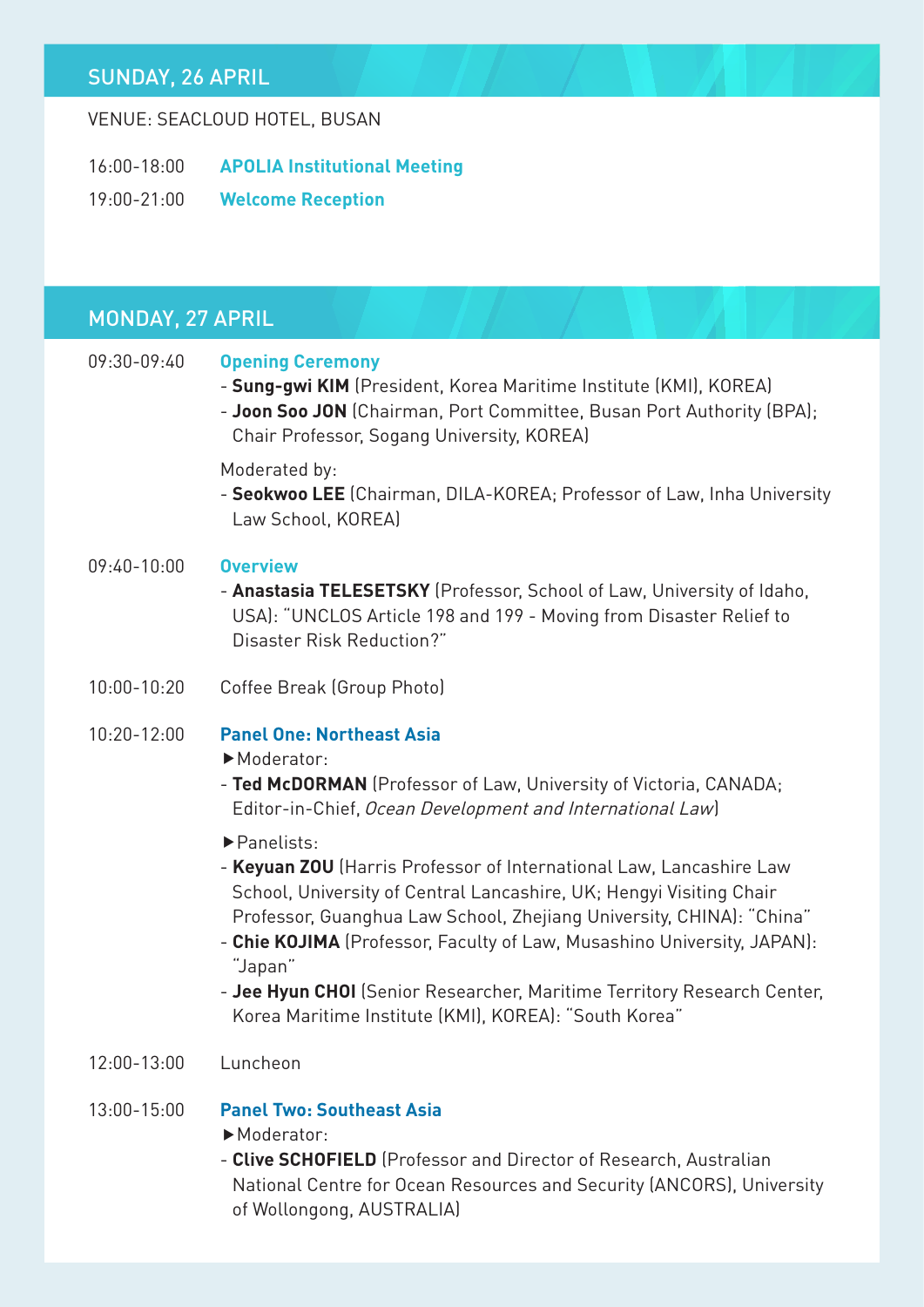## SUNDAY, 26 APRIL

VENUE: SEACLOUD HOTEL, BUSAN

16:00-18:00 **APOLIA Institutional Meeting**

19:00-21:00 **Welcome Reception**

## MONDAY, 27 APRIL

09:30-09:40 **Opening Ceremony**

- **Sung-gwi KIM** (President, Korea Maritime Institute (KMI), KOREA)
- **Joon Soo JON** (Chairman, Port Committee, Busan Port Authority (BPA); Chair Professor, Sogang University, KOREA)

Moderated by:

- **Seokwoo LEE** (Chairman, DILA-KOREA; Professor of Law, Inha University Law School, KOREA)

09:40-10:00 **Overview**

- **Anastasia TELESETSKY** (Professor, School of Law, University of Idaho, USA): "UNCLOS Article 198 and 199 - Moving from Disaster Relief to Disaster Risk Reduction?"

10:00-10:20 Coffee Break (Group Photo)

10:20-12:00 **Panel One: Northeast Asia**

▶Moderator:

- **Ted McDORMAN** (Professor of Law, University of Victoria, CANADA; Editor-in-Chief, *Ocean Development and International Law*)

▶Panelists:

- **Keyuan ZOU** (Harris Professor of International Law, Lancashire Law School, University of Central Lancashire, UK; Hengyi Visiting Chair Professor, Guanghua Law School, Zhejiang University, CHINA): "China"
- **Chie KOJIMA** (Professor, Faculty of Law, Musashino University, JAPAN): "Japan"
- **Jee Hyun CHOI** (Senior Researcher, Maritime Territory Research Center, Korea Maritime Institute (KMI), KOREA): "South Korea"

12:00-13:00 Luncheon

13:00-15:00 **Panel Two: Southeast Asia**

▶Moderator:

- **Clive SCHOFIELD** (Professor and Director of Research, Australian National Centre for Ocean Resources and Security (ANCORS), University of Wollongong, AUSTRALIA)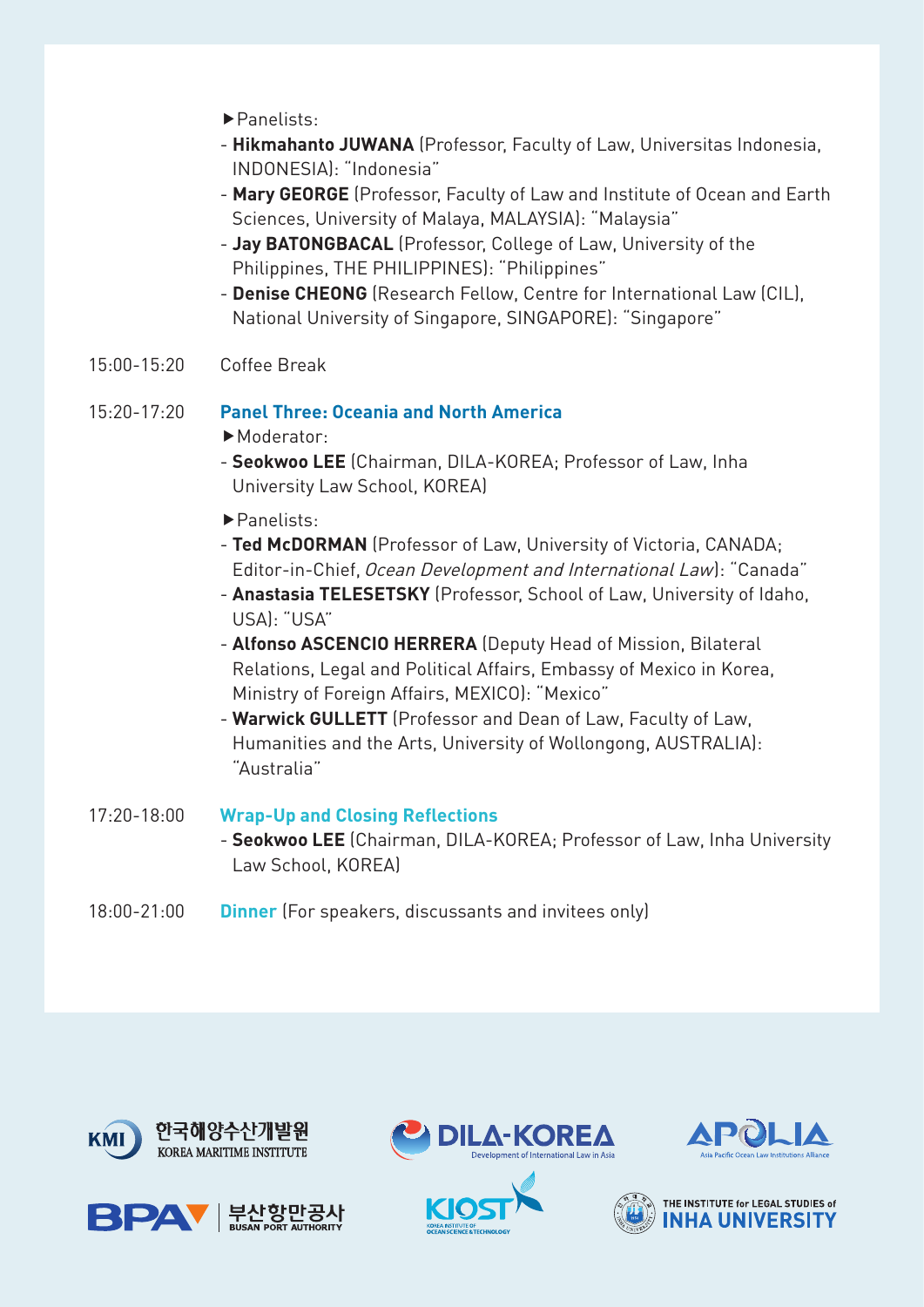▶Panelists:

- **Hikmahanto JUWANA** (Professor, Faculty of Law, Universitas Indonesia, INDONESIA): "Indonesia"
- **Mary GEORGE** (Professor, Faculty of Law and Institute of Ocean and Earth Sciences, University of Malaya, MALAYSIA): "Malaysia"
- **Jay BATONGBACAL** (Professor, College of Law, University of the Philippines, THE PHILIPPINES): "Philippines"
- **Denise CHEONG** (Research Fellow, Centre for International Law (CIL), National University of Singapore, SINGAPORE): "Singapore"

15:00-15:20 Coffee Break

15:20-17:20 **Panel Three: Oceania and North America**

▶Moderator:

- **Seokwoo LEE** (Chairman, DILA-KOREA; Professor of Law, Inha University Law School, KOREA)

▶Panelists:

- **Ted McDORMAN** (Professor of Law, University of Victoria, CANADA; Editor-in-Chief, *Ocean Development and International Law*): "Canada"
- **Anastasia TELESETSKY** (Professor, School of Law, University of Idaho, USA): "USA"
- **Alfonso ASCENCIO HERRERA** (Deputy Head of Mission, Bilateral Relations, Legal and Political Affairs, Embassy of Mexico in Korea, Ministry of Foreign Affairs, MEXICO): "Mexico"
- **Warwick GULLETT** (Professor and Dean of Law, Faculty of Law, Humanities and the Arts, University of Wollongong, AUSTRALIA): "Australia"

17:20-18:00 **Wrap-Up and Closing Reflections**

- **Seokwoo LEE** (Chairman, DILA-KOREA; Professor of Law, Inha University Law School, KOREA)

18:00-21:00 **Dinner** (For speakers, discussants and invitees only)

KMI 한국해양수산개발원 KOREA MARITIME INSTITUTE

DILA-KOREA Development of International Law in Asia

APOLIA Asia Pacific Ocean Law Institutions Alliance

BPA 부산항만공사 BUSAN PORT AUTHORITY

KIOST KOREA INSTITUTE OF OCEAN SCIENCE & TECHNOLOGY

THE INSTITUTE for LEGAL STUDIES of INHA UNIVERSITY